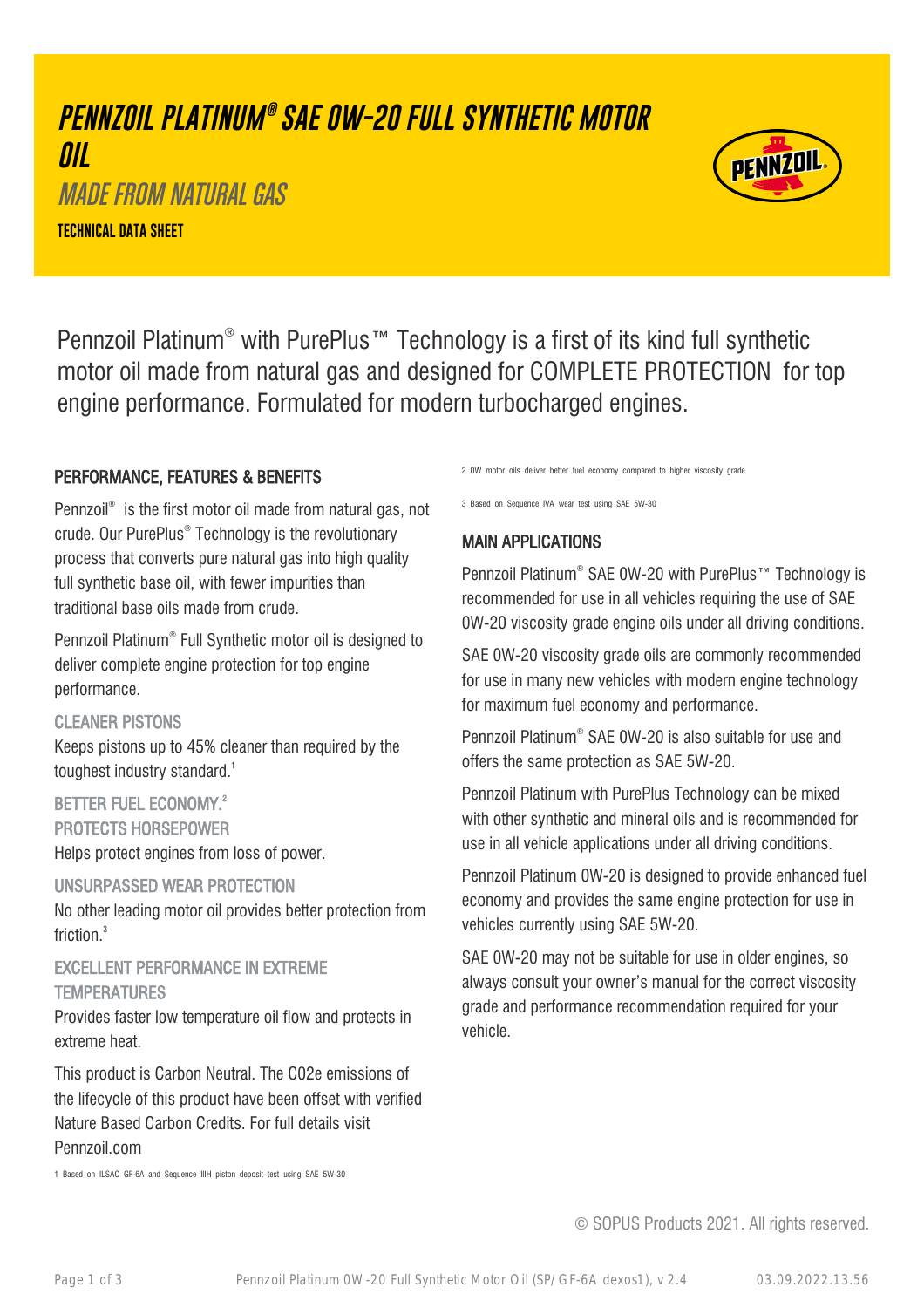# PENNZOIL PLATINUM® SAE 0W-20 FULL SYNTHETIC MOTOR OIL

## MADE FROM NATURAL GAS

**TECHNICAL DATA SHEET**

Pennzoil Platinum® with PurePlus™ Technology is a first of its kind full synthetic motor oil made from natural gas and designed for COMPLETE PROTECTION for top engine performance. Formulated for modern turbocharged engines.

## PERFORMANCE, FEATURES & BENEFITS

Pennzoil® is the first motor oil made from natural gas, not crude. Our PurePlus® Technology is the revolutionary process that converts pure natural gas into high quality full synthetic base oil, with fewer impurities than traditional base oils made from crude.

Pennzoil Platinum® Full Synthetic motor oil is designed to deliver complete engine protection for top engine performance.

### CLEANER PISTONS

Keeps pistons up to 45% cleaner than required by the toughest industry standard.[1]

### BETTER FUEL ECONOMY.[2]

### PROTECTS HORSEPOWER

Helps protect engines from loss of power.

### UNSURPASSED WEAR PROTECTION

No other leading motor oil provides better protection from friction.[3]

### EXCELLENT PERFORMANCE IN EXTREME TEMPERATURES

Provides faster low temperature oil flow and protects in extreme heat.

This product is Carbon Neutral. The C02e emissions of the lifecycle of this product have been offset with verified Nature Based Carbon Credits. For full details visit Pennzoil.com

1 Based on ILSAC GF-6A and Sequence IIIH piston deposit test using SAE 5W-30

2 0W motor oils deliver better fuel economy compared to higher viscosity grade

3 Based on Sequence IVA wear test using SAE 5W-30

## MAIN APPLICATIONS

Pennzoil Platinum® SAE 0W-20 with PurePlus™ Technology is recommended for use in all vehicles requiring the use of SAE 0W-20 viscosity grade engine oils under all driving conditions.

SAE 0W-20 viscosity grade oils are commonly recommended for use in many new vehicles with modern engine technology for maximum fuel economy and performance.

Pennzoil Platinum® SAE 0W-20 is also suitable for use and offers the same protection as SAE 5W-20.

Pennzoil Platinum with PurePlus Technology can be mixed with other synthetic and mineral oils and is recommended for use in all vehicle applications under all driving conditions.

Pennzoil Platinum 0W-20 is designed to provide enhanced fuel economy and provides the same engine protection for use in vehicles currently using SAE 5W-20.

SAE 0W-20 may not be suitable for use in older engines, so always consult your owner's manual for the correct viscosity grade and performance recommendation required for your vehicle.

© SOPUS Products 2021. All rights reserved.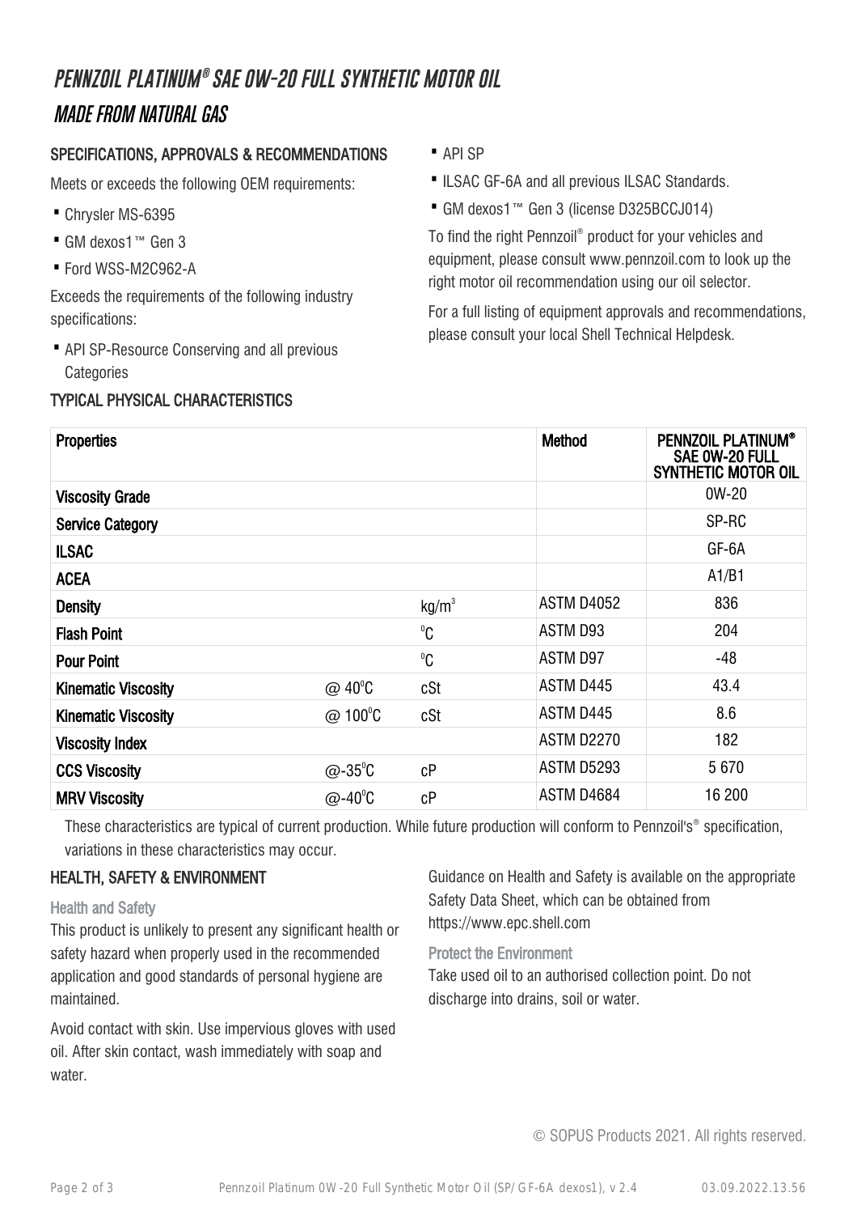# *PENNZOIL PLATINUM® SAE 0W-20 FULL SYNTHETIC MOTOR OIL*

## *MADE FROM NATURAL GAS*

### SPECIFICATIONS, APPROVALS & RECOMMENDATIONS

Meets or exceeds the following OEM requirements:

- Chrysler MS-6395
- GM dexos1™ Gen 3
- Ford WSS-M2C962-A

Exceeds the requirements of the following industry specifications:

- API SP-Resource Conserving and all previous Categories
- API SP
- ILSAC GF-6A and all previous ILSAC Standards.
- GM dexos1™ Gen 3 (license D325BCCJ014)

To find the right Pennzoil® product for your vehicles and equipment, please consult www.pennzoil.com to look up the right motor oil recommendation using our oil selector.

For a full listing of equipment approvals and recommendations, please consult your local Shell Technical Helpdesk.

### TYPICAL PHYSICAL CHARACTERISTICS

| Properties | | | Method | PENNZOIL PLATINUM® SAE 0W-20 FULL SYNTHETIC MOTOR OIL |
|---|---|---|---|---|
| Viscosity Grade | | | | 0W-20 |
| Service Category | | | | SP-RC |
| ILSAC | | | | GF-6A |
| ACEA | | | | A1/B1 |
| Density | | $kg/m^3$ | ASTM D4052 | 836 |
| Flash Point | | $^0C$ | ASTM D93 | 204 |
| Pour Point | | $^0C$ | ASTM D97 | -48 |
| Kinematic Viscosity | @ $40^0C$ | cSt | ASTM D445 | 43.4 |
| Kinematic Viscosity | @ $100^0C$ | cSt | ASTM D445 | 8.6 |
| Viscosity Index | | | ASTM D2270 | 182 |
| CCS Viscosity | @$-35^0C$ | cP | ASTM D5293 | 5 670 |
| MRV Viscosity | @$-40^0C$ | cP | ASTM D4684 | 16 200 |

These characteristics are typical of current production. While future production will conform to Pennzoil's® specification, variations in these characteristics may occur.

### HEALTH, SAFETY & ENVIRONMENT

#### Health and Safety

This product is unlikely to present any significant health or safety hazard when properly used in the recommended application and good standards of personal hygiene are maintained.

Avoid contact with skin. Use impervious gloves with used oil. After skin contact, wash immediately with soap and water.

Guidance on Health and Safety is available on the appropriate Safety Data Sheet, which can be obtained from https://www.epc.shell.com

#### Protect the Environment

Take used oil to an authorised collection point. Do not discharge into drains, soil or water.

© SOPUS Products 2021. All rights reserved.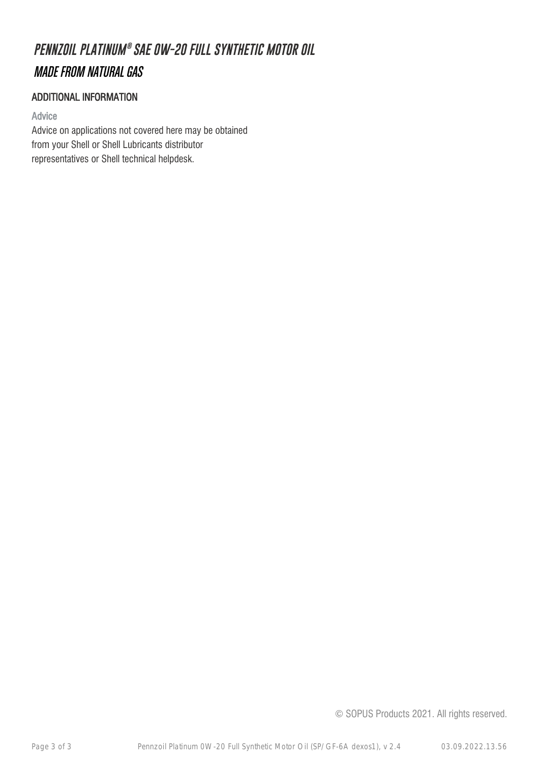# *PENNZOIL PLATINUM® SAE 0W-20 FULL SYNTHETIC MOTOR OIL*

## *MADE FROM NATURAL GAS*

### ADDITIONAL INFORMATION

#### Advice

Advice on applications not covered here may be obtained from your Shell or Shell Lubricants distributor representatives or Shell technical helpdesk.

© SOPUS Products 2021. All rights reserved.